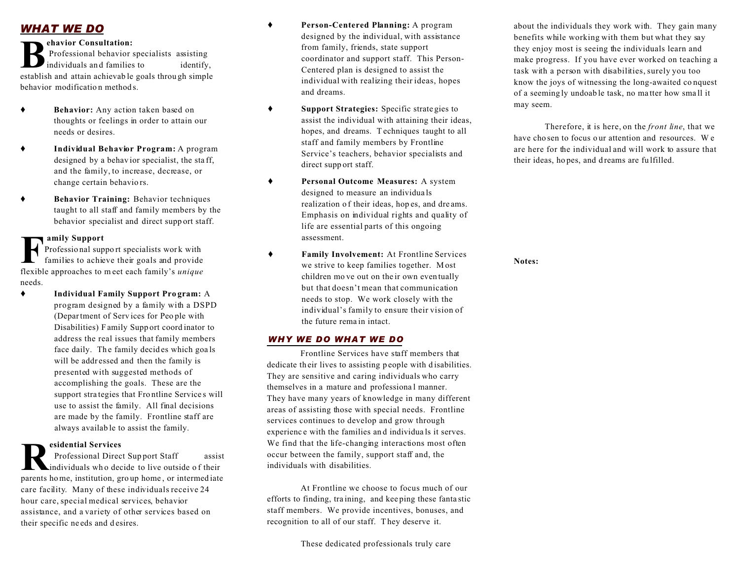## *WHAT WE DO*

**Behavior Consultation:**
Professional behavior specialists assisting individuals and families to identify, establish and attain achievable goals through simple behavior modification methods.

- **Behavior:** Any action taken based on thoughts or feelings in order to attain our needs or desires.
- **Individual Behavior Program:** A program designed by a behavior specialist, the staff, and the family, to increase, decrease, or change certain behaviors.
- **Behavior Training:** Behavior techniques taught to all staff and family members by the behavior specialist and direct support staff.

**Family Support**
Professional support specialists work with families to achieve their goals and provide flexible approaches to meet each family's *unique* needs.

- **Individual Family Support Program:** A program designed by a family with a DSPD (Department of Services for People with Disabilities) Family Support coordinator to address the real issues that family members face daily. The family decides which goals will be addressed and then the family is presented with suggested methods of accomplishing the goals. These are the support strategies that Frontline Services will use to assist the family. All final decisions are made by the family. Frontline staff are always available to assist the family.

**Residential Services**
Professional Direct Support Staff assist individuals who decide to live outside of their parents home, institution, group home, or intermediate care facility. Many of these individuals receive 24 hour care, special medical services, behavior assistance, and a variety of other services based on their specific needs and desires.

- **Person-Centered Planning:** A program designed by the individual, with assistance from family, friends, state support coordinator and support staff. This Person-Centered plan is designed to assist the individual with realizing their ideas, hopes and dreams.
- **Support Strategies:** Specific strategies to assist the individual with attaining their ideas, hopes, and dreams. Techniques taught to all staff and family members by Frontline Service's teachers, behavior specialists and direct support staff.
- **Personal Outcome Measures:** A system designed to measure an individuals realization of their ideas, hopes, and dreams. Emphasis on individual rights and quality of life are essential parts of this ongoing assessment.
- **Family Involvement:** At Frontline Services we strive to keep families together. Most children move out on their own eventually but that doesn't mean that communication needs to stop. We work closely with the individual's family to ensure their vision of the future remain intact.

## *WHY WE DO WHAT WE DO*

Frontline Services have staff members that dedicate their lives to assisting people with disabilities. They are sensitive and caring individuals who carry themselves in a mature and professional manner. They have many years of knowledge in many different areas of assisting those with special needs. Frontline services continues to develop and grow through experience with the families and individuals it serves. We find that the life-changing interactions most often occur between the family, support staff and, the individuals with disabilities.

At Frontline we choose to focus much of our efforts to finding, training, and keeping these fantastic staff members. We provide incentives, bonuses, and recognition to all of our staff. They deserve it.

These dedicated professionals truly care about the individuals they work with. They gain many benefits while working with them but what they say they enjoy most is seeing the individuals learn and make progress. If you have ever worked on teaching a task with a person with disabilities, surely you too know the joys of witnessing the long-awaited conquest of a seemingly undoable task, no matter how small it may seem.

Therefore, it is here, on the *front line*, that we have chosen to focus our attention and resources. We are here for the individual and will work to assure that their ideas, hopes, and dreams are fulfilled.

**Notes:**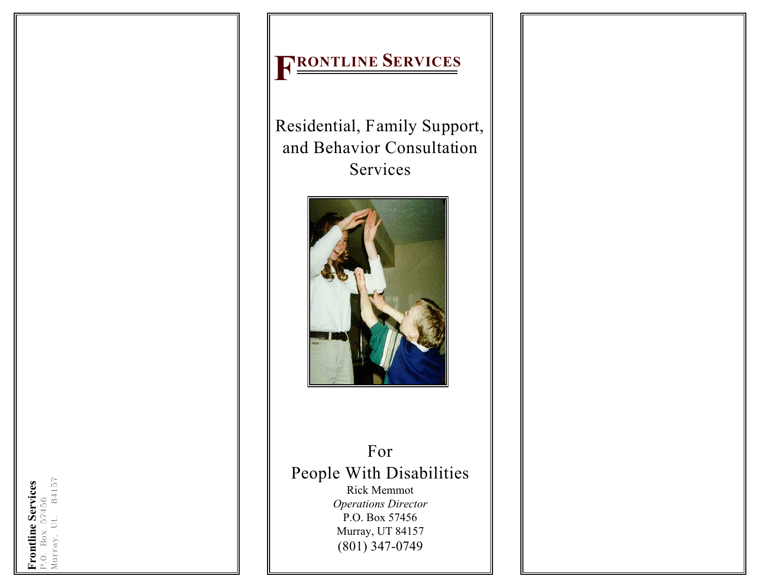Frontline Services
P.O. Box 57456
Murray, Ut. 84157

# FRONTLINE SERVICES

## Residential, Family Support, and Behavior Consultation Services

For
People With Disabilities

Rick Memmot
*Operations Director*
P.O. Box 57456
Murray, UT 84157
(801) 347-0749